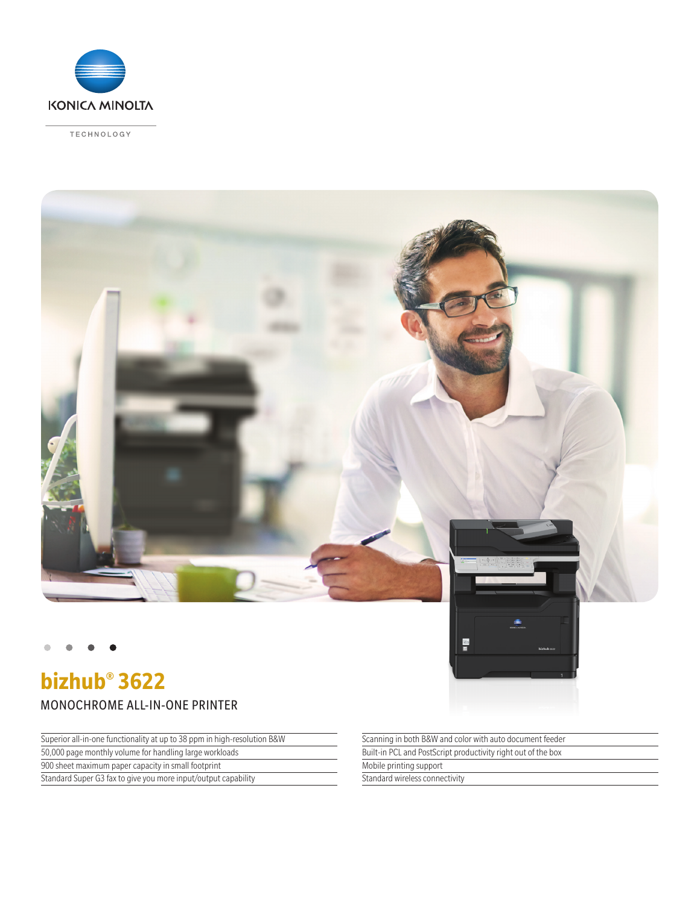KONICA MINOLTA

TECHNOLOGY

# bizhub® 3622

## MONOCHROME ALL-IN-ONE PRINTER

- Superior all-in-one functionality at up to 38 ppm in high-resolution B&W
- 50,000 page monthly volume for handling large workloads
- 900 sheet maximum paper capacity in small footprint
- Standard Super G3 fax to give you more input/output capability
- Scanning in both B&W and color with auto document feeder
- Built-in PCL and PostScript productivity right out of the box
- Mobile printing support
- Standard wireless connectivity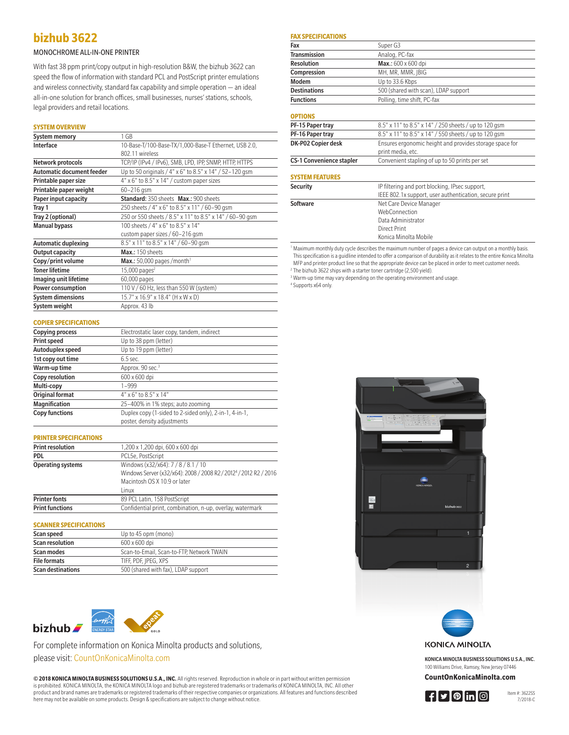# bizhub 3622

MONOCHROME ALL-IN-ONE PRINTER

With fast 38 ppm print/copy output in high-resolution B&W, the bizhub 3622 can speed the flow of information with standard PCL and PostScript printer emulations and wireless connectivity, standard fax capability and simple operation — an ideal all-in-one solution for branch offices, small businesses, nurses' stations, schools, legal providers and retail locations.

## SYSTEM OVERVIEW

| | |
|---|---|
| **System memory** | 1 GB |
| **Interface** | 10-Base-T/100-Base-TX/1,000-Base-T Ethernet, USB 2.0, 802.11 wireless |
| **Network protocols** | TCP/IP (IPv4 / IPv6), SMB, LPD, IPP, SNMP, HTTP, HTTPS |
| **Automatic document feeder** | Up to 50 originals / 4" x 6" to 8.5" x 14" / 52–120 gsm |
| **Printable paper size** | 4" x 6" to 8.5" x 14" / custom paper sizes |
| **Printable paper weight** | 60–216 gsm |
| **Paper input capacity** | **Standard:** 350 sheets **Max.:** 900 sheets |
| **Tray 1** | 250 sheets / 4" x 6" to 8.5" x 11" / 60–90 gsm |
| **Tray 2 (optional)** | 250 or 550 sheets / 8.5" x 11" to 8.5" x 14" / 60–90 gsm |
| **Manual bypass** | 100 sheets / 4" x 6" to 8.5" x 14" custom paper sizes / 60–216 gsm |
| **Automatic duplexing** | 8.5" x 11" to 8.5" x 14" / 60–90 gsm |
| **Output capacity** | **Max.:** 150 sheets |
| **Copy/print volume** | **Max.:** 50,000 pages /month[1] |
| **Toner lifetime** | 15,000 pages[2] |
| **Imaging unit lifetime** | 60,000 pages |
| **Power consumption** | 110 V / 60 Hz, less than 550 W (system) |
| **System dimensions** | 15.7" x 16.9" x 18.4" (H x W x D) |
| **System weight** | Approx. 43 lb |

## COPIER SPECIFICATIONS

| | |
|---|---|
| **Copying process** | Electrostatic laser copy, tandem, indirect |
| **Print speed** | Up to 38 ppm (letter) |
| **Autoduplex speed** | Up to 19 ppm (letter) |
| **1st copy out time** | 6.5 sec. |
| **Warm-up time** | Approx. 90 sec.[3] |
| **Copy resolution** | 600 x 600 dpi |
| **Multi-copy** | 1–999 |
| **Original format** | 4" x 6" to 8.5" x 14" |
| **Magnification** | 25–400% in 1% steps; auto zooming |
| **Copy functions** | Duplex copy (1-sided to 2-sided only), 2-in-1, 4-in-1, poster, density adjustments |

## PRINTER SPECIFICATIONS

| | |
|---|---|
| **Print resolution** | 1,200 x 1,200 dpi, 600 x 600 dpi |
| **PDL** | PCL5e, PostScript |
| **Operating systems** | Windows (x32/x64): 7 / 8 / 8.1 / 10<br>Windows Server (x32/x64): 2008 / 2008 R2 / 2012[4] / 2012 R2 / 2016<br>Macintosh OS X 10.9 or later<br>Linux |
| **Printer fonts** | 89 PCL Latin, 158 PostScript |
| **Print functions** | Confidential print, combination, n-up, overlay, watermark |

## SCANNER SPECIFICATIONS

| | |
|---|---|
| **Scan speed** | Up to 45 opm (mono) |
| **Scan resolution** | 600 x 600 dpi |
| **Scan modes** | Scan-to-Email, Scan-to-FTP, Network TWAIN |
| **File formats** | TIFF, PDF, JPEG, XPS |
| **Scan destinations** | 500 (shared with fax), LDAP support |

## FAX SPECIFICATIONS

| | |
|---|---|
| **Fax** | Super G3 |
| **Transmission** | Analog, PC-fax |
| **Resolution** | **Max.:** 600 x 600 dpi |
| **Compression** | MH, MR, MMR, JBIG |
| **Modem** | Up to 33.6 Kbps |
| **Destinations** | 500 (shared with scan), LDAP support |
| **Functions** | Polling, time shift, PC-fax |

## OPTIONS

| | |
|---|---|
| **PF-15 Paper tray** | 8.5" x 11" to 8.5" x 14" / 250 sheets / up to 120 gsm |
| **PF-16 Paper tray** | 8.5" x 11" to 8.5" x 14" / 550 sheets / up to 120 gsm |
| **DK-P02 Copier desk** | Ensures ergonomic height and provides storage space for print media, etc. |
| **CS-1 Convenience stapler** | Convenient stapling of up to 50 prints per set |

## SYSTEM FEATURES

| | |
|---|---|
| **Security** | IP filtering and port blocking, IPsec support, IEEE 802.1x support, user authentication, secure print |
| **Software** | Net Care Device Manager<br>WebConnection<br>Data Administrator<br>Direct Print<br>Konica Minolta Mobile |

[1] Maximum monthly duty cycle describes the maximum number of pages a device can output on a monthly basis. This specification is a guideline intended to offer a comparison of durability as it relates to the entire Konica Minolta MFP and printer product line so that the appropriate device can be placed in order to meet customer needs.
[2] The bizhub 3622 ships with a starter toner cartridge (2,500 yield).
[3] Warm-up time may vary depending on the operating environment and usage.
[4] Supports x64 only.

For complete information on Konica Minolta products and solutions, please visit: CountOnKonicaMinolta.com

**© 2018 KONICA MINOLTA BUSINESS SOLUTIONS U.S.A., INC.** All rights reserved. Reproduction in whole or in part without written permission is prohibited. KONICA MINOLTA, the KONICA MINOLTA logo and bizhub are registered trademarks or trademarks of KONICA MINOLTA, INC. All other product and brand names are trademarks or registered trademarks of their respective companies or organizations. All features and functions described here may not be available on some products. Design & specifications are subject to change without notice.

KONICA MINOLTA

**KONICA MINOLTA BUSINESS SOLUTIONS U.S.A., INC.**
100 Williams Drive, Ramsey, New Jersey 07446

**CountOnKonicaMinolta.com**

Item #: 3622SS
7/2018-C